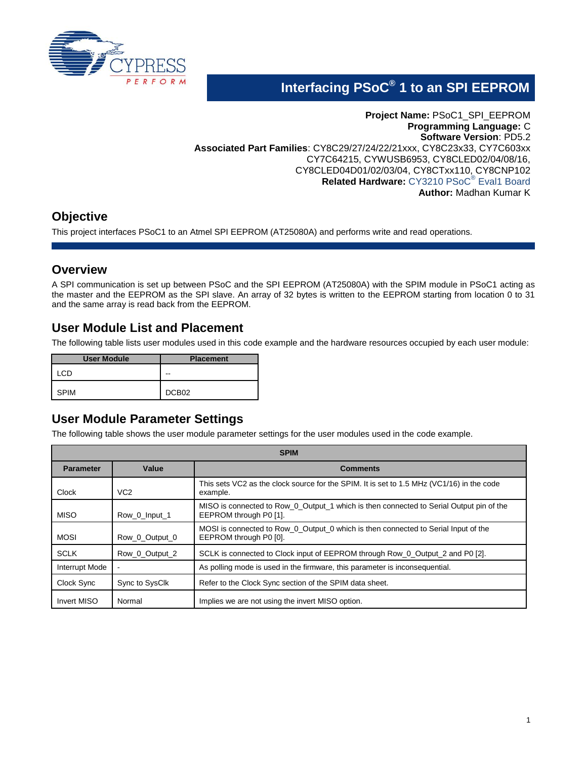# Interfacing PSoC® 1 to an SPI EEPROM

**Project Name:** PSoC1_SPI_EEPROM
**Programming Language:** C
**Software Version**: PD5.2
**Associated Part Families**: CY8C29/27/24/22/21xxx, CY8C23x33, CY7C603xx CY7C64215, CYWUSB6953, CY8CLED02/04/08/16, CY8CLED04D01/02/03/04, CY8CTxx110, CY8CNP102
**Related Hardware:** CY3210 PSoC® Eval1 Board
**Author:** Madhan Kumar K

## Objective

This project interfaces PSoC1 to an Atmel SPI EEPROM (AT25080A) and performs write and read operations.

## Overview

A SPI communication is set up between PSoC and the SPI EEPROM (AT25080A) with the SPIM module in PSoC1 acting as the master and the EEPROM as the SPI slave. An array of 32 bytes is written to the EEPROM starting from location 0 to 31 and the same array is read back from the EEPROM.

## User Module List and Placement

The following table lists user modules used in this code example and the hardware resources occupied by each user module:

| User Module | Placement |
|---|---|
| LCD | -- |
| SPIM | DCB02 |

## User Module Parameter Settings

The following table shows the user module parameter settings for the user modules used in the code example.

| SPIM | | |
|---|---|---|
| **Parameter** | **Value** | **Comments** |
| Clock | VC2 | This sets VC2 as the clock source for the SPIM. It is set to 1.5 MHz (VC1/16) in the code example. |
| MISO | Row_0_Input_1 | MISO is connected to Row_0_Output_1 which is then connected to Serial Output pin of the EEPROM through P0 [1]. |
| MOSI | Row_0_Output_0 | MOSI is connected to Row_0_Output_0 which is then connected to Serial Input of the EEPROM through P0 [0]. |
| SCLK | Row_0_Output_2 | SCLK is connected to Clock input of EEPROM through Row_0_Output_2 and P0 [2]. |
| Interrupt Mode | - | As polling mode is used in the firmware, this parameter is inconsequential. |
| Clock Sync | Sync to SysClk | Refer to the Clock Sync section of the SPIM data sheet. |
| Invert MISO | Normal | Implies we are not using the invert MISO option. |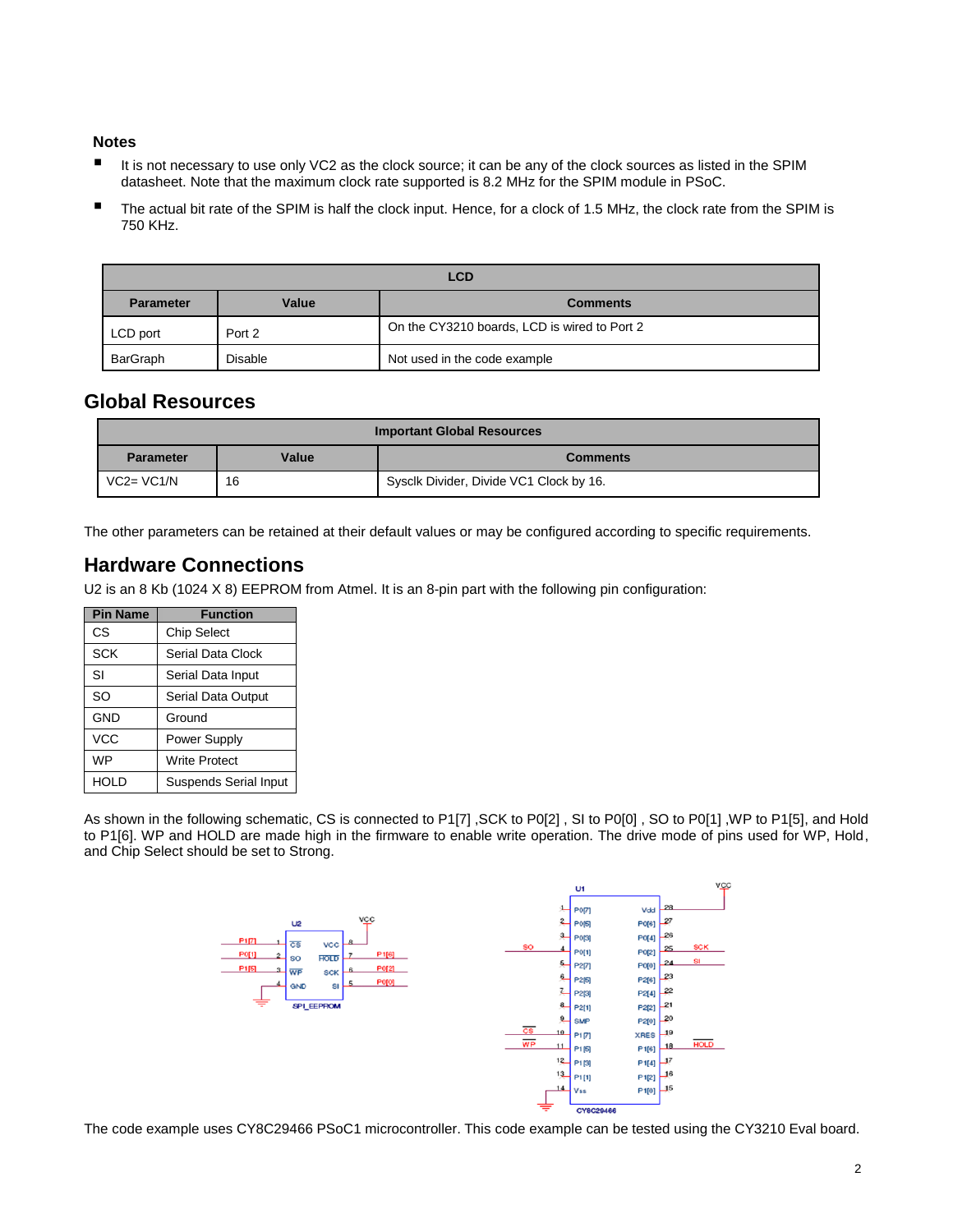**Notes**

- It is not necessary to use only VC2 as the clock source; it can be any of the clock sources as listed in the SPIM datasheet. Note that the maximum clock rate supported is 8.2 MHz for the SPIM module in PSoC.
- The actual bit rate of the SPIM is half the clock input. Hence, for a clock of 1.5 MHz, the clock rate from the SPIM is 750 KHz.

| LCD | | |
|---|---|---|
| **Parameter** | **Value** | **Comments** |
| LCD port | Port 2 | On the CY3210 boards, LCD is wired to Port 2 |
| BarGraph | Disable | Not used in the code example |

## Global Resources

| Important Global Resources | | |
|---|---|---|
| **Parameter** | **Value** | **Comments** |
| VC2= VC1/N | 16 | Sysclk Divider, Divide VC1 Clock by 16. |

The other parameters can be retained at their default values or may be configured according to specific requirements.

## Hardware Connections

U2 is an 8 Kb (1024 X 8) EEPROM from Atmel. It is an 8-pin part with the following pin configuration:

| Pin Name | Function |
|---|---|
| CS | Chip Select |
| SCK | Serial Data Clock |
| SI | Serial Data Input |
| SO | Serial Data Output |
| GND | Ground |
| VCC | Power Supply |
| WP | Write Protect |
| HOLD | Suspends Serial Input |

As shown in the following schematic, CS is connected to P1[7] ,SCK to P0[2] , SI to P0[0] , SO to P0[1] ,WP to P1[5], and Hold to P1[6]. WP and HOLD are made high in the firmware to enable write operation. The drive mode of pins used for WP, Hold, and Chip Select should be set to Strong.

The code example uses CY8C29466 PSoC1 microcontroller. This code example can be tested using the CY3210 Eval board.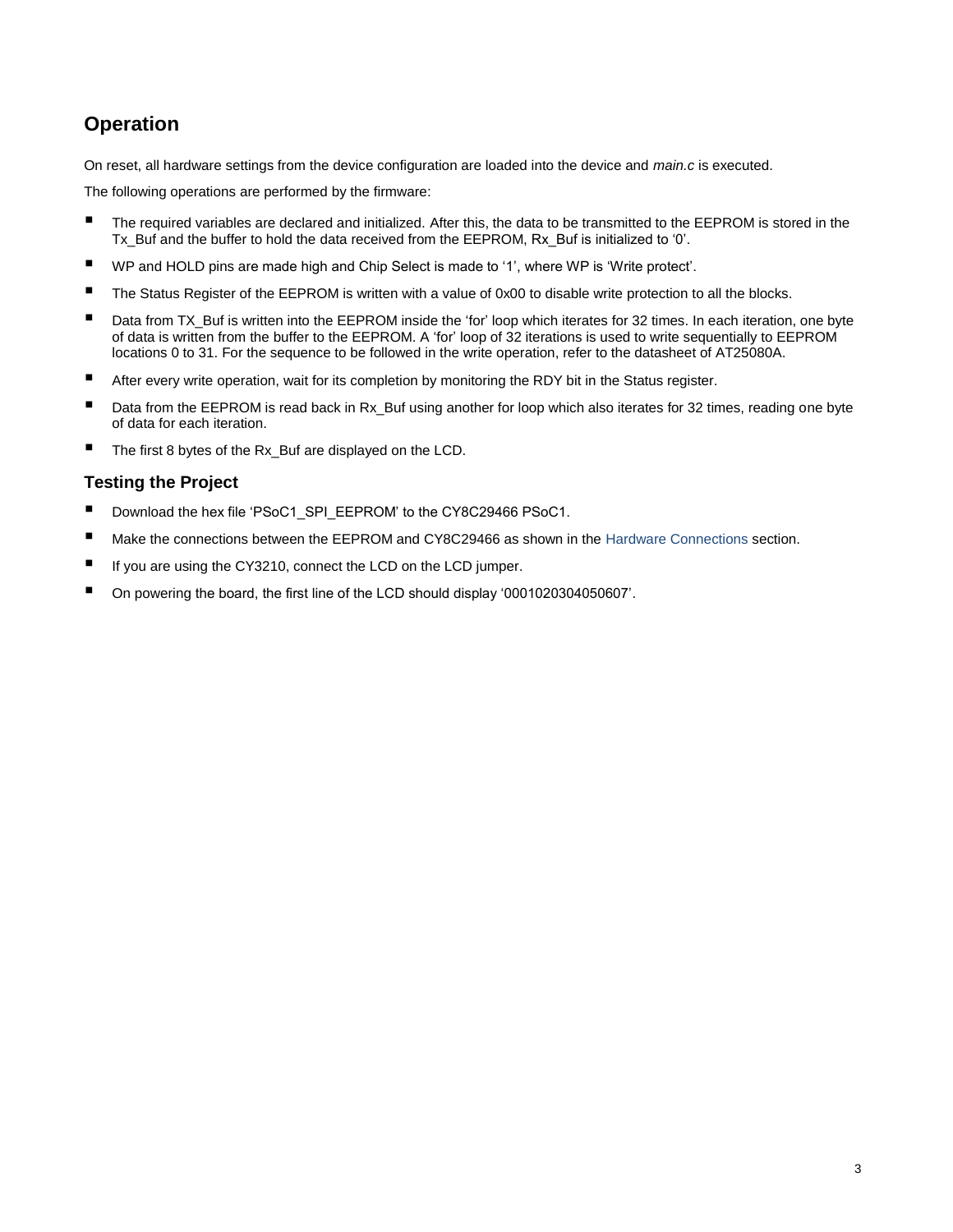## Operation

On reset, all hardware settings from the device configuration are loaded into the device and *main.c* is executed.

The following operations are performed by the firmware:

- The required variables are declared and initialized. After this, the data to be transmitted to the EEPROM is stored in the Tx_Buf and the buffer to hold the data received from the EEPROM, Rx_Buf is initialized to '0'.
- WP and HOLD pins are made high and Chip Select is made to '1', where WP is 'Write protect'.
- The Status Register of the EEPROM is written with a value of 0x00 to disable write protection to all the blocks.
- Data from TX_Buf is written into the EEPROM inside the 'for' loop which iterates for 32 times. In each iteration, one byte of data is written from the buffer to the EEPROM. A 'for' loop of 32 iterations is used to write sequentially to EEPROM locations 0 to 31. For the sequence to be followed in the write operation, refer to the datasheet of AT25080A.
- After every write operation, wait for its completion by monitoring the RDY bit in the Status register.
- Data from the EEPROM is read back in Rx_Buf using another for loop which also iterates for 32 times, reading one byte of data for each iteration.
- The first 8 bytes of the Rx_Buf are displayed on the LCD.

### Testing the Project

- Download the hex file 'PSoC1_SPI_EEPROM' to the CY8C29466 PSoC1.
- Make the connections between the EEPROM and CY8C29466 as shown in the Hardware Connections section.
- If you are using the CY3210, connect the LCD on the LCD jumper.
- On powering the board, the first line of the LCD should display '0001020304050607'.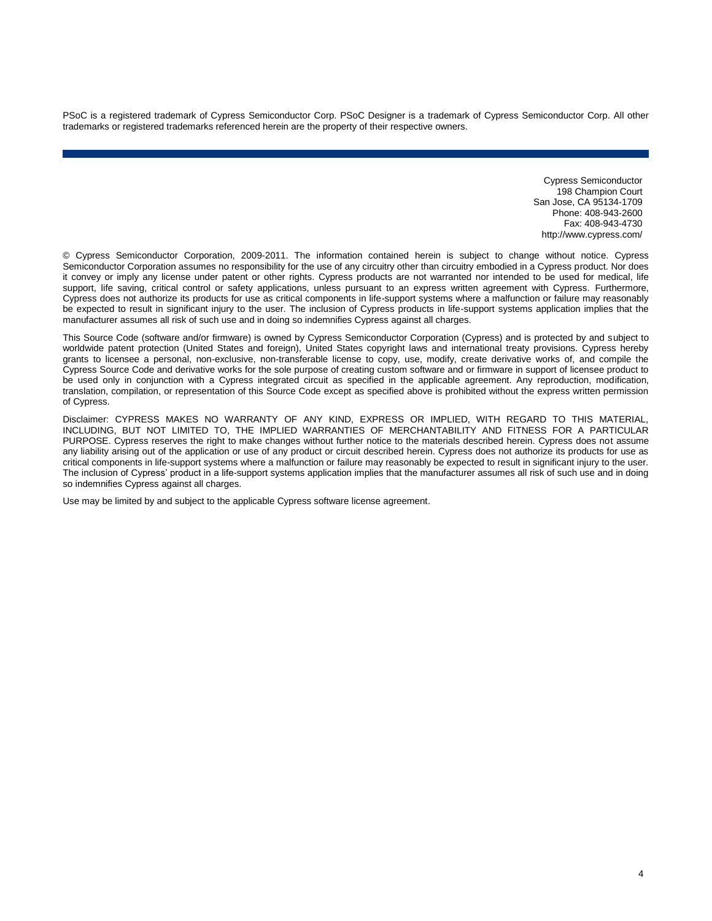PSoC is a registered trademark of Cypress Semiconductor Corp. PSoC Designer is a trademark of Cypress Semiconductor Corp. All other trademarks or registered trademarks referenced herein are the property of their respective owners.

---

Cypress Semiconductor
198 Champion Court
San Jose, CA 95134-1709
Phone: 408-943-2600
Fax: 408-943-4730
http://www.cypress.com/

© Cypress Semiconductor Corporation, 2009-2011. The information contained herein is subject to change without notice. Cypress Semiconductor Corporation assumes no responsibility for the use of any circuitry other than circuitry embodied in a Cypress product. Nor does it convey or imply any license under patent or other rights. Cypress products are not warranted nor intended to be used for medical, life support, life saving, critical control or safety applications, unless pursuant to an express written agreement with Cypress. Furthermore, Cypress does not authorize its products for use as critical components in life-support systems where a malfunction or failure may reasonably be expected to result in significant injury to the user. The inclusion of Cypress products in life-support systems application implies that the manufacturer assumes all risk of such use and in doing so indemnifies Cypress against all charges.

This Source Code (software and/or firmware) is owned by Cypress Semiconductor Corporation (Cypress) and is protected by and subject to worldwide patent protection (United States and foreign), United States copyright laws and international treaty provisions. Cypress hereby grants to licensee a personal, non-exclusive, non-transferable license to copy, use, modify, create derivative works of, and compile the Cypress Source Code and derivative works for the sole purpose of creating custom software and or firmware in support of licensee product to be used only in conjunction with a Cypress integrated circuit as specified in the applicable agreement. Any reproduction, modification, translation, compilation, or representation of this Source Code except as specified above is prohibited without the express written permission of Cypress.

Disclaimer: CYPRESS MAKES NO WARRANTY OF ANY KIND, EXPRESS OR IMPLIED, WITH REGARD TO THIS MATERIAL, INCLUDING, BUT NOT LIMITED TO, THE IMPLIED WARRANTIES OF MERCHANTABILITY AND FITNESS FOR A PARTICULAR PURPOSE. Cypress reserves the right to make changes without further notice to the materials described herein. Cypress does not assume any liability arising out of the application or use of any product or circuit described herein. Cypress does not authorize its products for use as critical components in life-support systems where a malfunction or failure may reasonably be expected to result in significant injury to the user. The inclusion of Cypress' product in a life-support systems application implies that the manufacturer assumes all risk of such use and in doing so indemnifies Cypress against all charges.

Use may be limited by and subject to the applicable Cypress software license agreement.